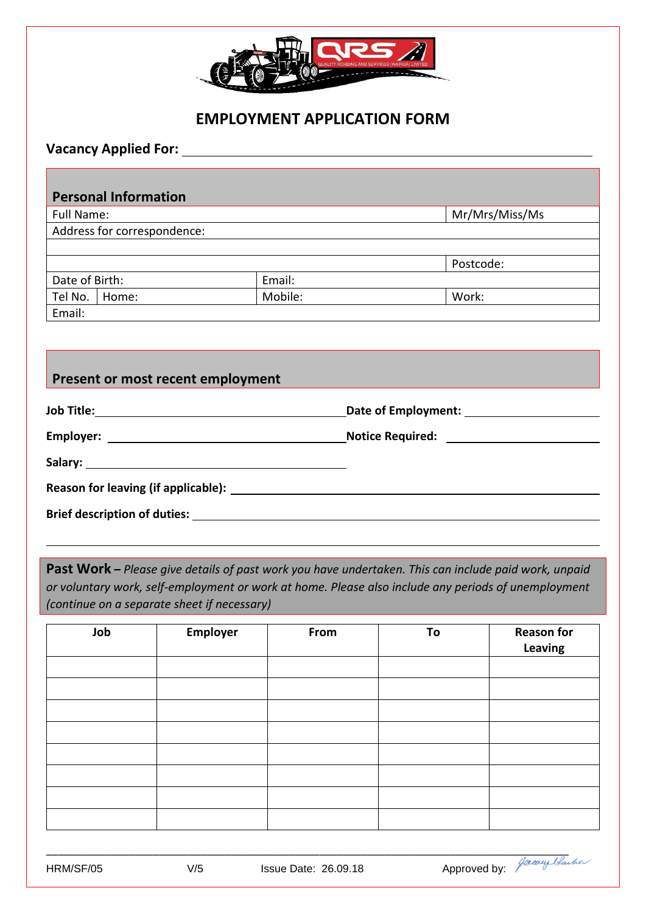# EMPLOYMENT APPLICATION FORM

**Vacancy Applied For:** ____________________

## Personal Information

| | | | |
|---|---|---|---|
| Full Name: | | | Mr/Mrs/Miss/Ms |
| Address for correspondence: | | | |
| | | | |
| | | | Postcode: |
| Date of Birth: | | Email: | |
| Tel No. | Home: | Mobile: | Work: |
| Email: | | | |

## Present or most recent employment

**Job Title:** ____________________ **Date of Employment:** ____________________

**Employer:** ____________________ **Notice Required:** ____________________

**Salary:** ____________________

**Reason for leaving (if applicable):** ____________________

**Brief description of duties:** ____________________

____________________

**Past Work –** *Please give details of past work you have undertaken. This can include paid work, unpaid or voluntary work, self-employment or work at home. Please also include any periods of unemployment (continue on a separate sheet if necessary)*

| Job | Employer | From | To | Reason for Leaving |
|---|---|---|---|---|
| | | | | |
| | | | | |
| | | | | |
| | | | | |
| | | | | |
| | | | | |
| | | | | |
| | | | | |

HRM/SF/05 V/5 Issue Date: 26.09.18 Approved by: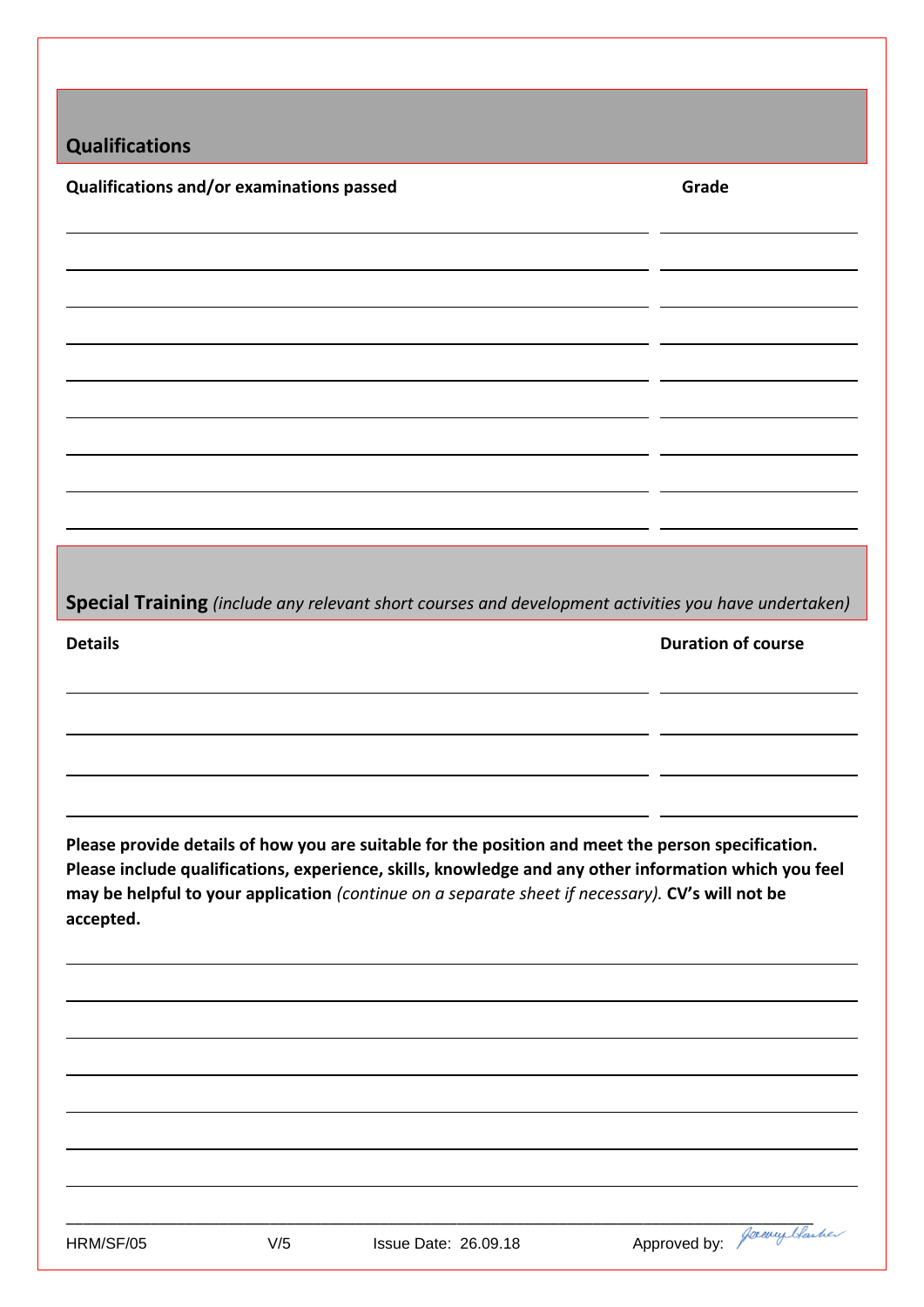## Qualifications

| Qualifications and/or examinations passed | Grade |
|---|---|
| | |
| | |
| | |
| | |
| | |
| | |
| | |
| | |

## Special Training *(include any relevant short courses and development activities you have undertaken)*

| Details | Duration of course |
|---|---|
| | |
| | |
| | |
| | |

**Please provide details of how you are suitable for the position and meet the person specification. Please include qualifications, experience, skills, knowledge and any other information which you feel may be helpful to your application** *(continue on a separate sheet if necessary).* **CV's will not be accepted.**

HRM/SF/05 V/5 Issue Date: 26.09.18 Approved by: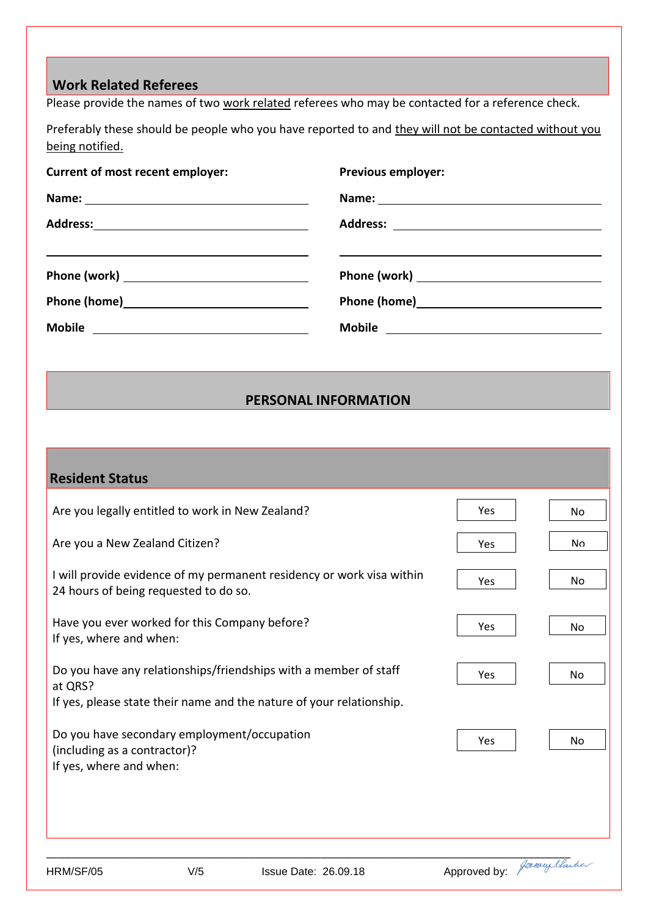## Work Related Referees

Please provide the names of two work related referees who may be contacted for a reference check.

Preferably these should be people who you have reported to and they will not be contacted without you being notified.

| **Current of most recent employer:** | **Previous employer:** |
| --- | --- |
| **Name:** | **Name:** |
| **Address:** | **Address:** |
| | |
| **Phone (work)** | **Phone (work)** |
| **Phone (home)** | **Phone (home)** |
| **Mobile** | **Mobile** |

## PERSONAL INFORMATION

### Resident Status

| Question | | |
| --- | --- | --- |
| Are you legally entitled to work in New Zealand? | Yes | No |
| Are you a New Zealand Citizen? | Yes | No |
| I will provide evidence of my permanent residency or work visa within 24 hours of being requested to do so. | Yes | No |
| Have you ever worked for this Company before?<br>If yes, where and when: | Yes | No |
| Do you have any relationships/friendships with a member of staff at QRS?<br>If yes, please state their name and the nature of your relationship. | Yes | No |
| Do you have secondary employment/occupation (including as a contractor)?<br>If yes, where and when: | Yes | No |

HRM/SF/05 V/5 Issue Date: 26.09.18 Approved by: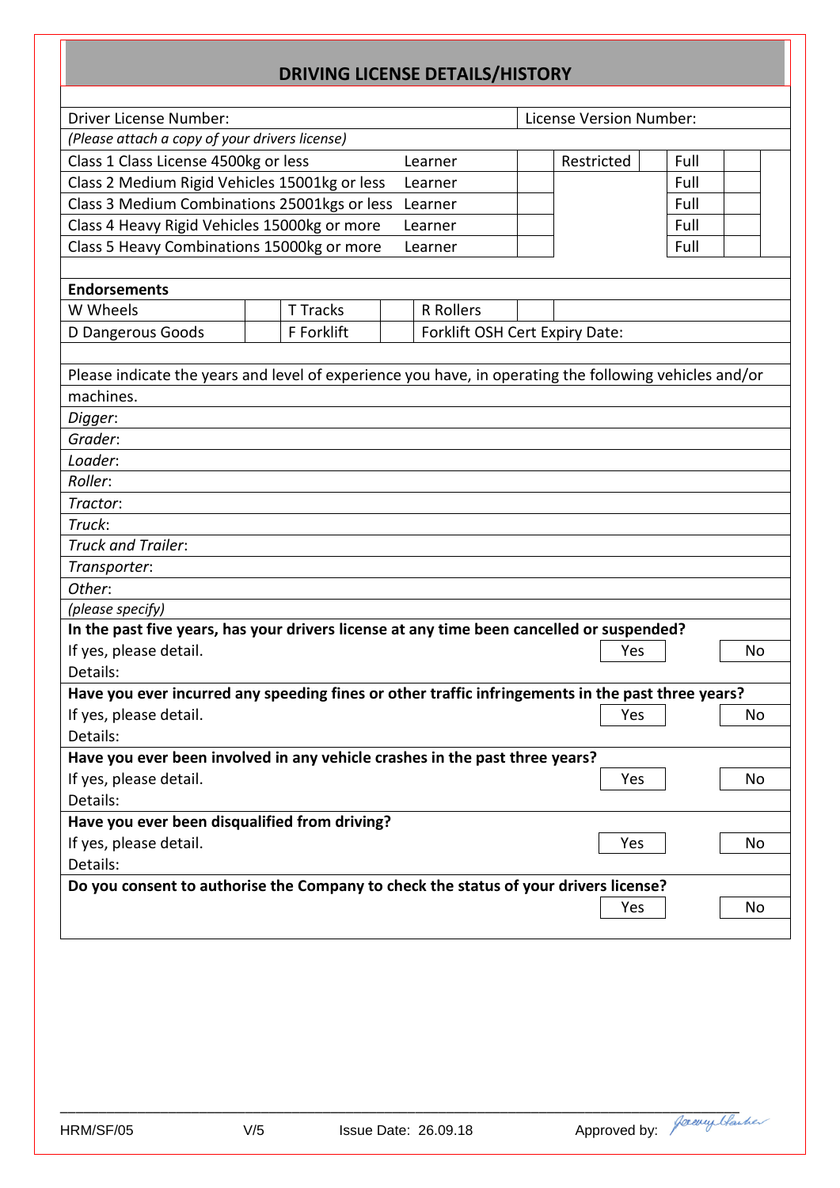## DRIVING LICENSE DETAILS/HISTORY

| Driver License Number: | | | | License Version Number: | | | |
|---|---|---|---|---|---|---|---|
| *(Please attach a copy of your drivers license)* | | | | | | | |
| Class 1 Class License 4500kg or less | Learner | | Restricted | | Full | | |
| Class 2 Medium Rigid Vehicles 15001kg or less | Learner | | | | Full | | |
| Class 3 Medium Combinations 25001kgs or less | Learner | | | | Full | | |
| Class 4 Heavy Rigid Vehicles 15000kg or more | Learner | | | | Full | | |
| Class 5 Heavy Combinations 15000kg or more | Learner | | | | Full | | |

**Endorsements**

| W Wheels | | T Tracks | | R Rollers | |
|---|---|---|---|---|---|
| D Dangerous Goods | | F Forklift | | Forklift OSH Cert Expiry Date: | |

Please indicate the years and level of experience you have, in operating the following vehicles and/or machines.

*Digger*:

*Grader*:

*Loader*:

*Roller*:

*Tractor*:

*Truck*:

*Truck and Trailer*:

*Transporter*:

*Other*:

*(please specify)*

**In the past five years, has your drivers license at any time been cancelled or suspended?**

If yes, please detail. Yes No

Details:

**Have you ever incurred any speeding fines or other traffic infringements in the past three years?**

If yes, please detail. Yes No

Details:

**Have you ever been involved in any vehicle crashes in the past three years?**

If yes, please detail. Yes No

Details:

**Have you ever been disqualified from driving?**

If yes, please detail. Yes No

Details:

**Do you consent to authorise the Company to check the status of your drivers license?**

Yes No

HRM/SF/05 V/5 Issue Date: 26.09.18 Approved by: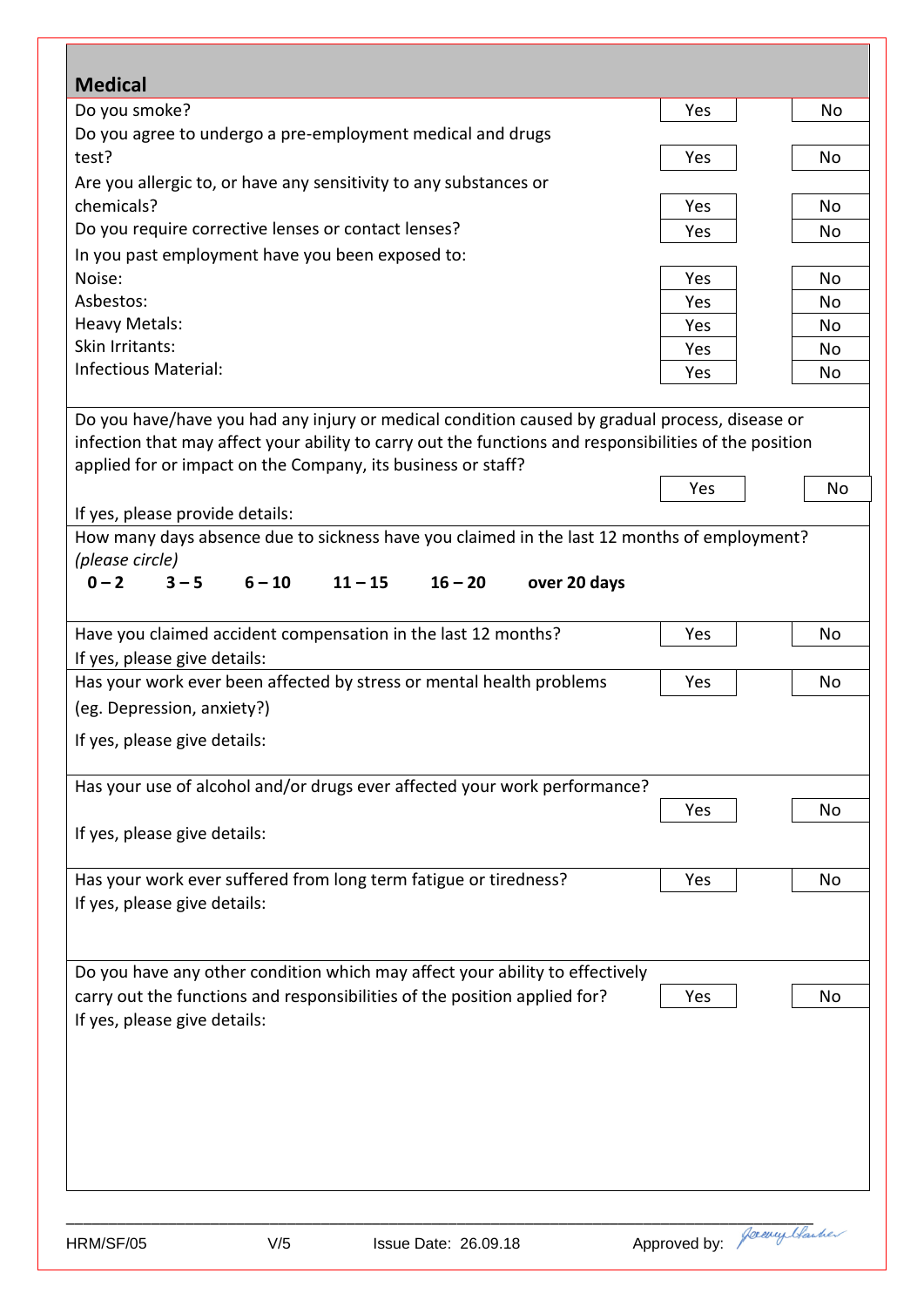## Medical

| | | |
|---|---|---|
| Do you smoke? | Yes | No |
| Do you agree to undergo a pre-employment medical and drugs test? | Yes | No |
| Are you allergic to, or have any sensitivity to any substances or chemicals? | Yes | No |
| Do you require corrective lenses or contact lenses? | Yes | No |
| In you past employment have you been exposed to: | | |
| Noise: | Yes | No |
| Asbestos: | Yes | No |
| Heavy Metals: | Yes | No |
| Skin Irritants: | Yes | No |
| Infectious Material: | Yes | No |

Do you have/have you had any injury or medical condition caused by gradual process, disease or infection that may affect your ability to carry out the functions and responsibilities of the position applied for or impact on the Company, its business or staff? Yes No

If yes, please provide details:

How many days absence due to sickness have you claimed in the last 12 months of employment? *(please circle)*

**0 – 2  3 – 5  6 – 10  11 – 15  16 – 20  over 20 days**

Have you claimed accident compensation in the last 12 months? Yes No

If yes, please give details:

Has your work ever been affected by stress or mental health problems (eg. Depression, anxiety?) Yes No

If yes, please give details:

Has your use of alcohol and/or drugs ever affected your work performance? Yes No

If yes, please give details:

Has your work ever suffered from long term fatigue or tiredness? Yes No

If yes, please give details:

Do you have any other condition which may affect your ability to effectively carry out the functions and responsibilities of the position applied for? Yes No

If yes, please give details:

HRM/SF/05  V/5  Issue Date: 26.09.18  Approved by: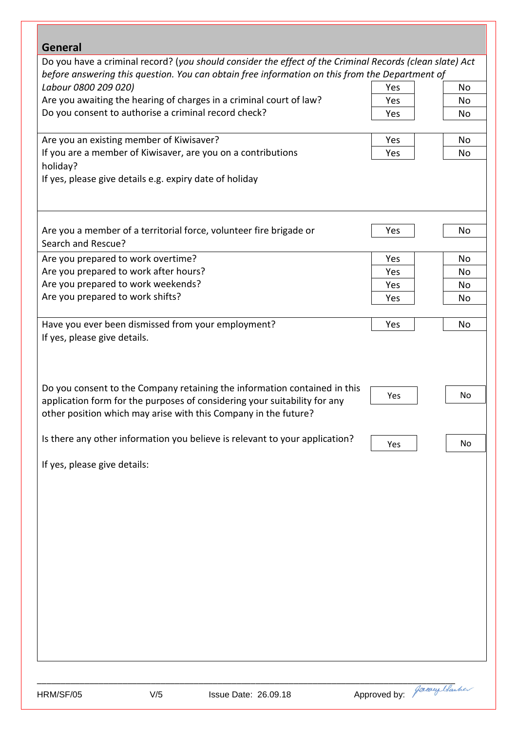## General

Do you have a criminal record? (*you should consider the effect of the Criminal Records (clean slate) Act before answering this question. You can obtain free information on this from the Department of Labour 0800 209 020)*

| Question | | |
|---|---|---|
| Do you have a criminal record? | Yes | No |
| Are you awaiting the hearing of charges in a criminal court of law? | Yes | No |
| Do you consent to authorise a criminal record check? | Yes | No |
| Are you an existing member of Kiwisaver? | Yes | No |
| If you are a member of Kiwisaver, are you on a contributions holiday? | Yes | No |

If yes, please give details e.g. expiry date of holiday

| Question | | |
|---|---|---|
| Are you a member of a territorial force, volunteer fire brigade or Search and Rescue? | Yes | No |
| Are you prepared to work overtime? | Yes | No |
| Are you prepared to work after hours? | Yes | No |
| Are you prepared to work weekends? | Yes | No |
| Are you prepared to work shifts? | Yes | No |
| Have you ever been dismissed from your employment? | Yes | No |

If yes, please give details.

| Question | | |
|---|---|---|
| Do you consent to the Company retaining the information contained in this application form for the purposes of considering your suitability for any other position which may arise with this Company in the future? | Yes | No |
| Is there any other information you believe is relevant to your application? | Yes | No |

If yes, please give details:

HRM/SF/05 V/5 Issue Date: 26.09.18 Approved by: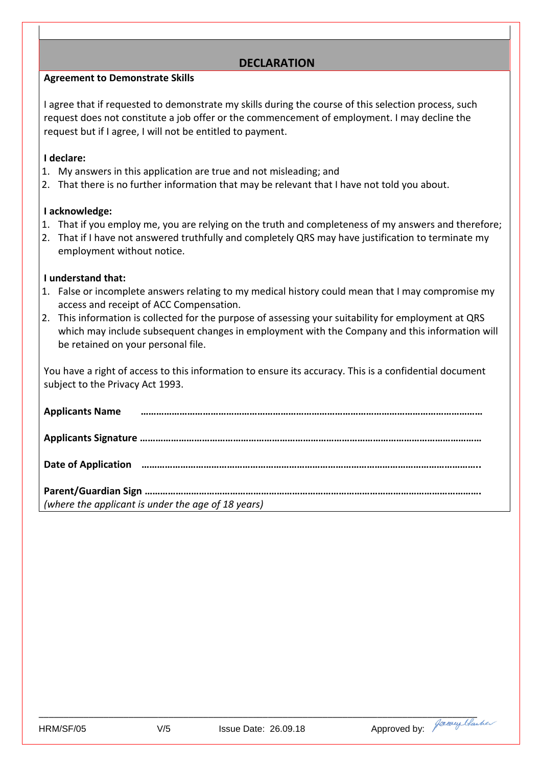## DECLARATION

**Agreement to Demonstrate Skills**

I agree that if requested to demonstrate my skills during the course of this selection process, such request does not constitute a job offer or the commencement of employment. I may decline the request but if I agree, I will not be entitled to payment.

**I declare:**

1. My answers in this application are true and not misleading; and
2. That there is no further information that may be relevant that I have not told you about.

**I acknowledge:**

1. That if you employ me, you are relying on the truth and completeness of my answers and therefore;
2. That if I have not answered truthfully and completely QRS may have justification to terminate my employment without notice.

**I understand that:**

1. False or incomplete answers relating to my medical history could mean that I may compromise my access and receipt of ACC Compensation.
2. This information is collected for the purpose of assessing your suitability for employment at QRS which may include subsequent changes in employment with the Company and this information will be retained on your personal file.

You have a right of access to this information to ensure its accuracy. This is a confidential document subject to the Privacy Act 1993.

**Applicants Name** ………………………………………………………………………………………………………………

**Applicants Signature** ………………………………………………………………………………………………………………

**Date of Application** ………………………………………………………………………………………………………………..

**Parent/Guardian Sign** ……………………………………………………………………………………………………………….
*(where the applicant is under the age of 18 years)*

HRM/SF/05 V/5 Issue Date: 26.09.18 Approved by: